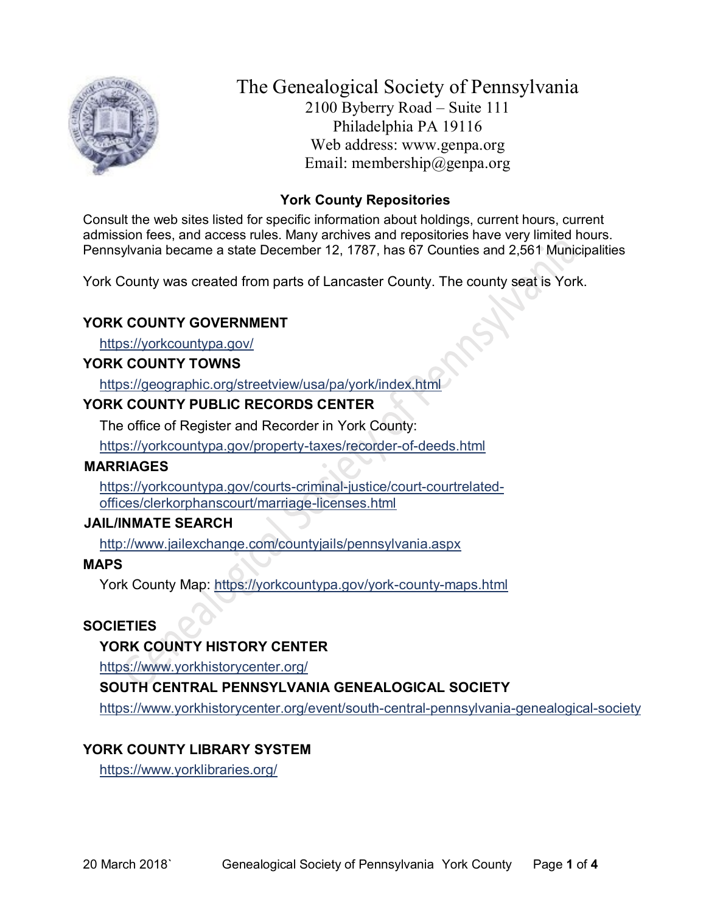# The Genealogical Society of Pennsylvania

2100 Byberry Road – Suite 111
Philadelphia PA 19116
Web address: www.genpa.org
Email: membership@genpa.org

## York County Repositories

Consult the web sites listed for specific information about holdings, current hours, current admission fees, and access rules. Many archives and repositories have very limited hours. Pennsylvania became a state December 12, 1787, has 67 Counties and 2,561 Municipalities

York County was created from parts of Lancaster County. The county seat is York.

### YORK COUNTY GOVERNMENT

https://yorkcountypa.gov/

### YORK COUNTY TOWNS

https://geographic.org/streetview/usa/pa/york/index.html

### YORK COUNTY PUBLIC RECORDS CENTER

The office of Register and Recorder in York County:

https://yorkcountypa.gov/property-taxes/recorder-of-deeds.html

### MARRIAGES

https://yorkcountypa.gov/courts-criminal-justice/court-courtrelated-offices/clerkorphanscourt/marriage-licenses.html

### JAIL/INMATE SEARCH

http://www.jailexchange.com/countyjails/pennsylvania.aspx

### MAPS

York County Map: https://yorkcountypa.gov/york-county-maps.html

### SOCIETIES

#### YORK COUNTY HISTORY CENTER

https://www.yorkhistorycenter.org/

#### SOUTH CENTRAL PENNSYLVANIA GENEALOGICAL SOCIETY

https://www.yorkhistorycenter.org/event/south-central-pennsylvania-genealogical-society

### YORK COUNTY LIBRARY SYSTEM

https://www.yorklibraries.org/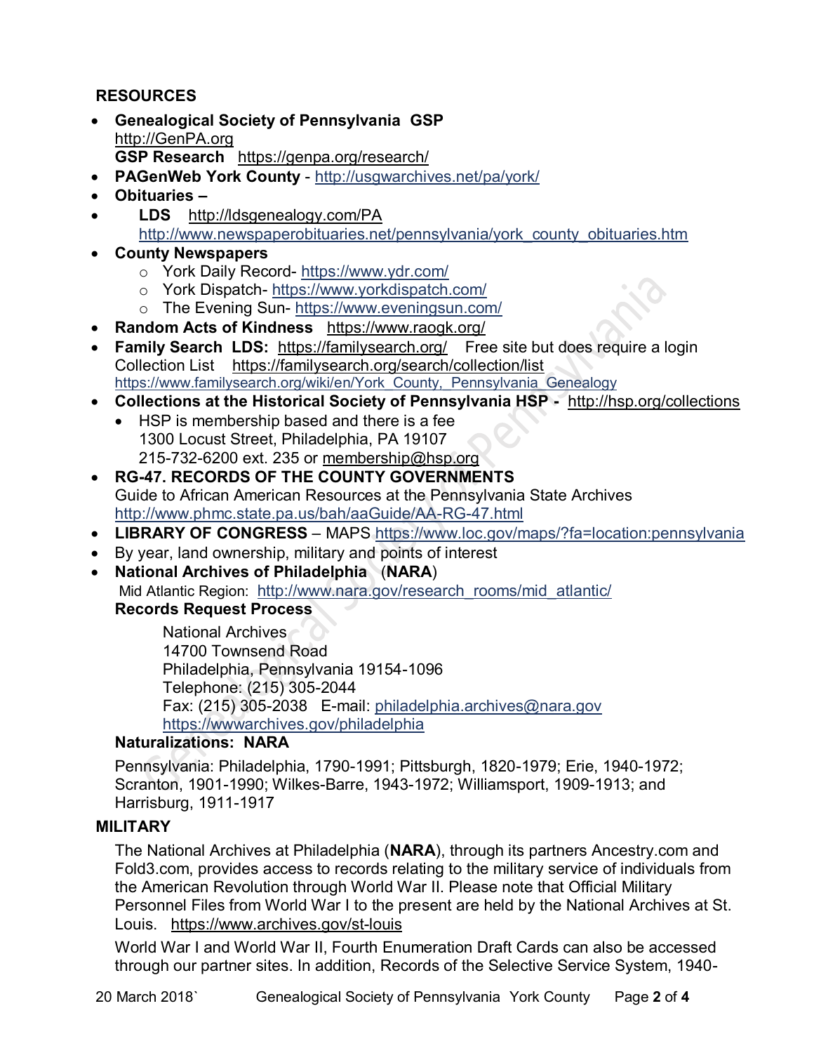## RESOURCES

- **Genealogical Society of Pennsylvania GSP**
  http://GenPA.org
  **GSP Research** https://genpa.org/research/
- **PAGenWeb York County** - http://usgwarchives.net/pa/york/
- **Obituaries –**
- **LDS** http://ldsgenealogy.com/PA
  http://www.newspaperobituaries.net/pennsylvania/york_county_obituaries.htm
- **County Newspapers**
  - York Daily Record- https://www.ydr.com/
  - York Dispatch- https://www.yorkdispatch.com/
  - The Evening Sun- https://www.eveningsun.com/
- **Random Acts of Kindness** https://www.raogk.org/
- **Family Search LDS:** https://familysearch.org/ Free site but does require a login
  Collection List https://familysearch.org/search/collection/list
  https://www.familysearch.org/wiki/en/York_County,_Pennsylvania_Genealogy
- **Collections at the Historical Society of Pennsylvania HSP -** http://hsp.org/collections
  - HSP is membership based and there is a fee
    1300 Locust Street, Philadelphia, PA 19107
    215-732-6200 ext. 235 or membership@hsp.org
- **RG-47. RECORDS OF THE COUNTY GOVERNMENTS**
  Guide to African American Resources at the Pennsylvania State Archives
  http://www.phmc.state.pa.us/bah/aaGuide/AA-RG-47.html
- **LIBRARY OF CONGRESS** – MAPS https://www.loc.gov/maps/?fa=location:pennsylvania
- By year, land ownership, military and points of interest
- **National Archives of Philadelphia** (**NARA**)
  Mid Atlantic Region: http://www.nara.gov/research_rooms/mid_atlantic/
  **Records Request Process**

  National Archives
  14700 Townsend Road
  Philadelphia, Pennsylvania 19154-1096
  Telephone: (215) 305-2044
  Fax: (215) 305-2038 E-mail: philadelphia.archives@nara.gov
  https://wwwarchives.gov/philadelphia

  **Naturalizations: NARA**

  Pennsylvania: Philadelphia, 1790-1991; Pittsburgh, 1820-1979; Erie, 1940-1972; Scranton, 1901-1990; Wilkes-Barre, 1943-1972; Williamsport, 1909-1913; and Harrisburg, 1911-1917

## MILITARY

The National Archives at Philadelphia (**NARA**), through its partners Ancestry.com and Fold3.com, provides access to records relating to the military service of individuals from the American Revolution through World War II. Please note that Official Military Personnel Files from World War I to the present are held by the National Archives at St. Louis. https://www.archives.gov/st-louis

World War I and World War II, Fourth Enumeration Draft Cards can also be accessed through our partner sites. In addition, Records of the Selective Service System, 1940-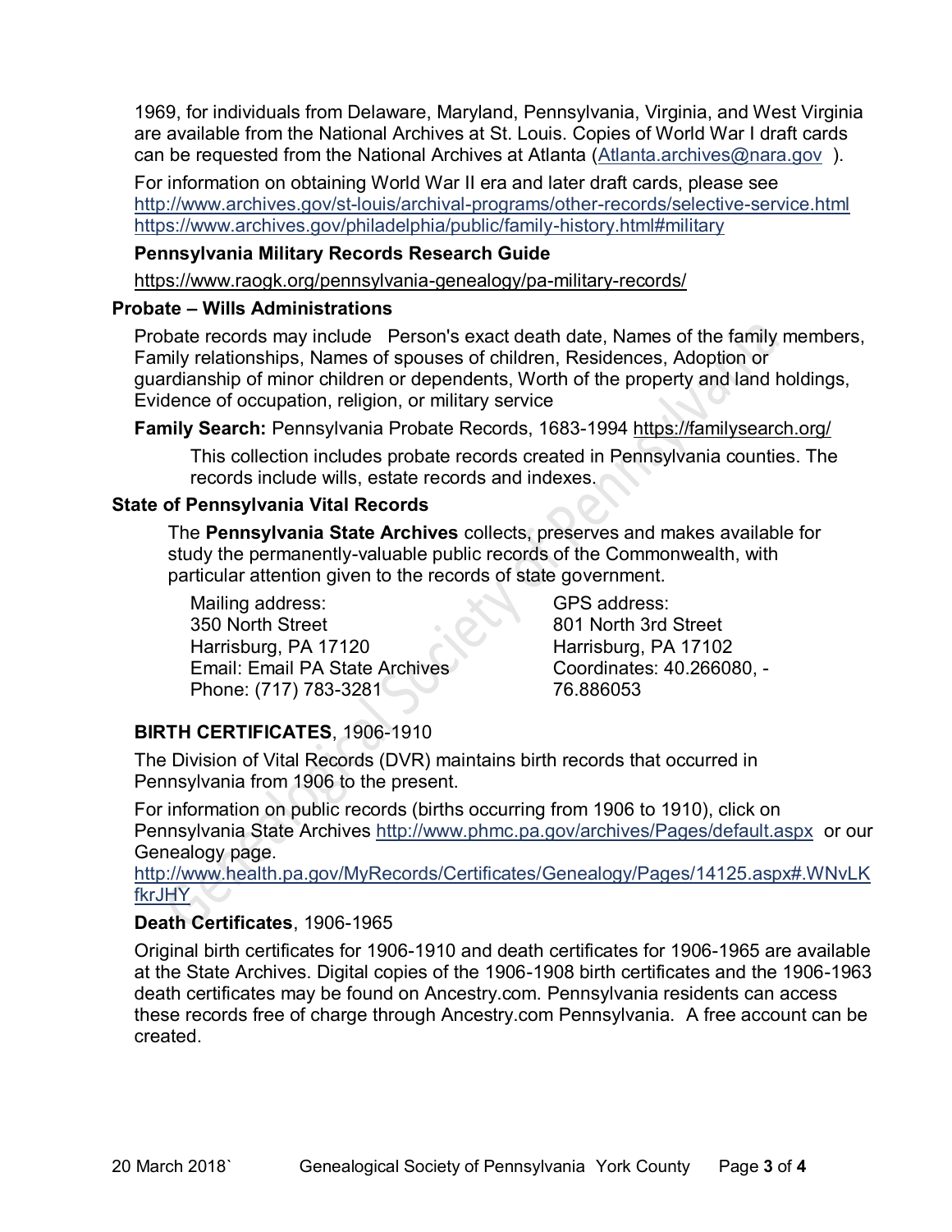1969, for individuals from Delaware, Maryland, Pennsylvania, Virginia, and West Virginia are available from the National Archives at St. Louis. Copies of World War I draft cards can be requested from the National Archives at Atlanta (Atlanta.archives@nara.gov ).

For information on obtaining World War II era and later draft cards, please see
http://www.archives.gov/st-louis/archival-programs/other-records/selective-service.html
https://www.archives.gov/philadelphia/public/family-history.html#military

**Pennsylvania Military Records Research Guide**

https://www.raogk.org/pennsylvania-genealogy/pa-military-records/

### Probate – Wills Administrations

Probate records may include Person's exact death date, Names of the family members, Family relationships, Names of spouses of children, Residences, Adoption or guardianship of minor children or dependents, Worth of the property and land holdings, Evidence of occupation, religion, or military service

**Family Search:** Pennsylvania Probate Records, 1683-1994 https://familysearch.org/

This collection includes probate records created in Pennsylvania counties. The records include wills, estate records and indexes.

### State of Pennsylvania Vital Records

The **Pennsylvania State Archives** collects, preserves and makes available for study the permanently-valuable public records of the Commonwealth, with particular attention given to the records of state government.

Mailing address:
350 North Street
Harrisburg, PA 17120
Email: Email PA State Archives
Phone: (717) 783-3281

GPS address:
801 North 3rd Street
Harrisburg, PA 17102
Coordinates: 40.266080, -76.886053

**BIRTH CERTIFICATES**, 1906-1910

The Division of Vital Records (DVR) maintains birth records that occurred in Pennsylvania from 1906 to the present.

For information on public records (births occurring from 1906 to 1910), click on Pennsylvania State Archives http://www.phmc.pa.gov/archives/Pages/default.aspx or our Genealogy page.
http://www.health.pa.gov/MyRecords/Certificates/Genealogy/Pages/14125.aspx#.WNvLKfkrJHY

**Death Certificates**, 1906-1965

Original birth certificates for 1906-1910 and death certificates for 1906-1965 are available at the State Archives. Digital copies of the 1906-1908 birth certificates and the 1906-1963 death certificates may be found on Ancestry.com. Pennsylvania residents can access these records free of charge through Ancestry.com Pennsylvania. A free account can be created.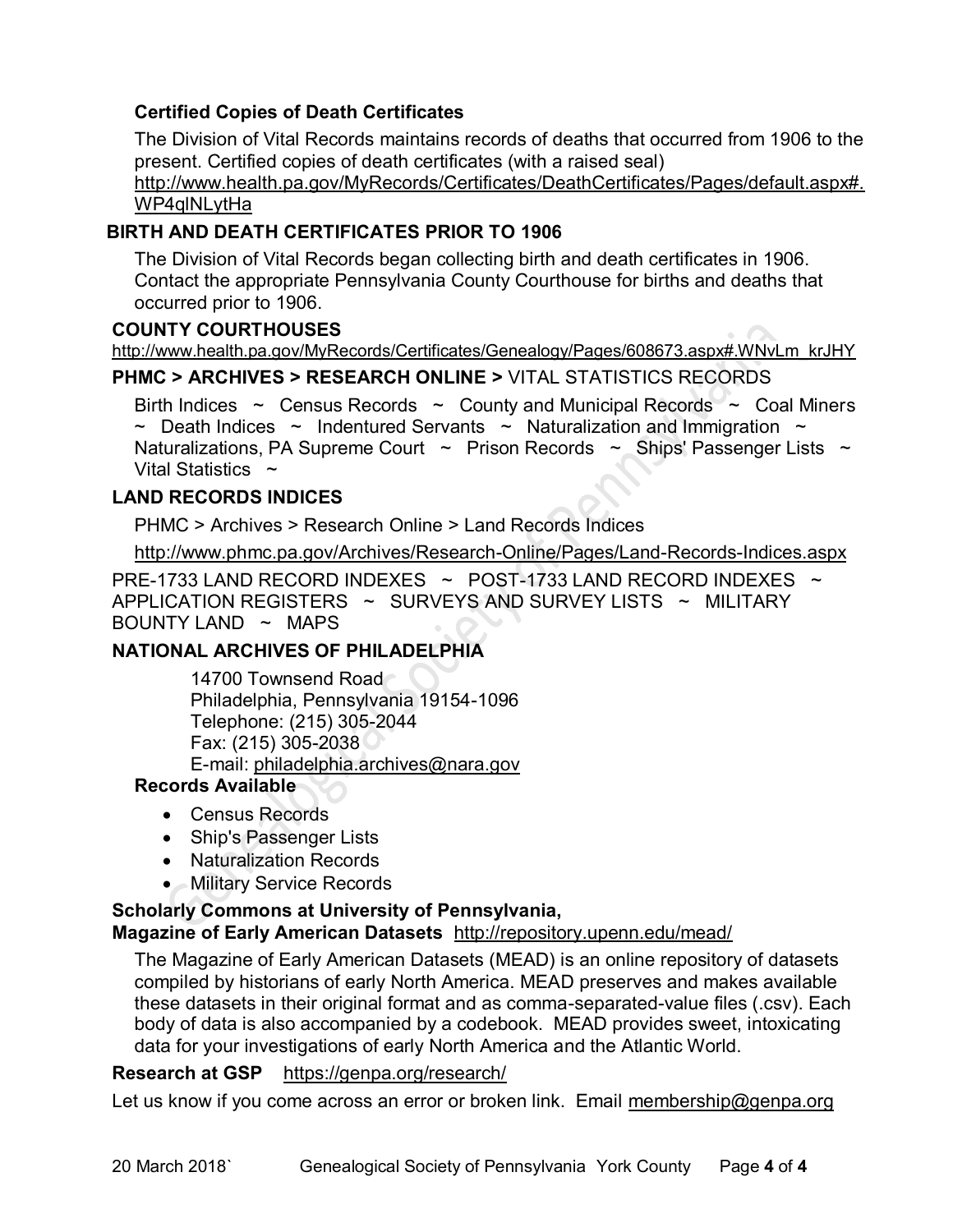### Certified Copies of Death Certificates

The Division of Vital Records maintains records of deaths that occurred from 1906 to the present. Certified copies of death certificates (with a raised seal) http://www.health.pa.gov/MyRecords/Certificates/DeathCertificates/Pages/default.aspx#.WP4qlNLytHa

## BIRTH AND DEATH CERTIFICATES PRIOR TO 1906

The Division of Vital Records began collecting birth and death certificates in 1906. Contact the appropriate Pennsylvania County Courthouse for births and deaths that occurred prior to 1906.

## COUNTY COURTHOUSES

http://www.health.pa.gov/MyRecords/Certificates/Genealogy/Pages/608673.aspx#.WNvLm_krJHY

## PHMC > ARCHIVES > RESEARCH ONLINE > VITAL STATISTICS RECORDS

Birth Indices ~ Census Records ~ County and Municipal Records ~ Coal Miners ~ Death Indices ~ Indentured Servants ~ Naturalization and Immigration ~ Naturalizations, PA Supreme Court ~ Prison Records ~ Ships' Passenger Lists ~ Vital Statistics ~

## LAND RECORDS INDICES

PHMC > Archives > Research Online > Land Records Indices

http://www.phmc.pa.gov/Archives/Research-Online/Pages/Land-Records-Indices.aspx

PRE-1733 LAND RECORD INDEXES ~ POST-1733 LAND RECORD INDEXES ~ APPLICATION REGISTERS ~ SURVEYS AND SURVEY LISTS ~ MILITARY BOUNTY LAND ~ MAPS

## NATIONAL ARCHIVES OF PHILADELPHIA

14700 Townsend Road
Philadelphia, Pennsylvania 19154-1096
Telephone: (215) 305-2044
Fax: (215) 305-2038
E-mail: philadelphia.archives@nara.gov

### Records Available

- Census Records
- Ship's Passenger Lists
- Naturalization Records
- Military Service Records

### Scholarly Commons at University of Pennsylvania, Magazine of Early American Datasets http://repository.upenn.edu/mead/

The Magazine of Early American Datasets (MEAD) is an online repository of datasets compiled by historians of early North America. MEAD preserves and makes available these datasets in their original format and as comma-separated-value files (.csv). Each body of data is also accompanied by a codebook. MEAD provides sweet, intoxicating data for your investigations of early North America and the Atlantic World.

### Research at GSP https://genpa.org/research/

Let us know if you come across an error or broken link. Email membership@genpa.org